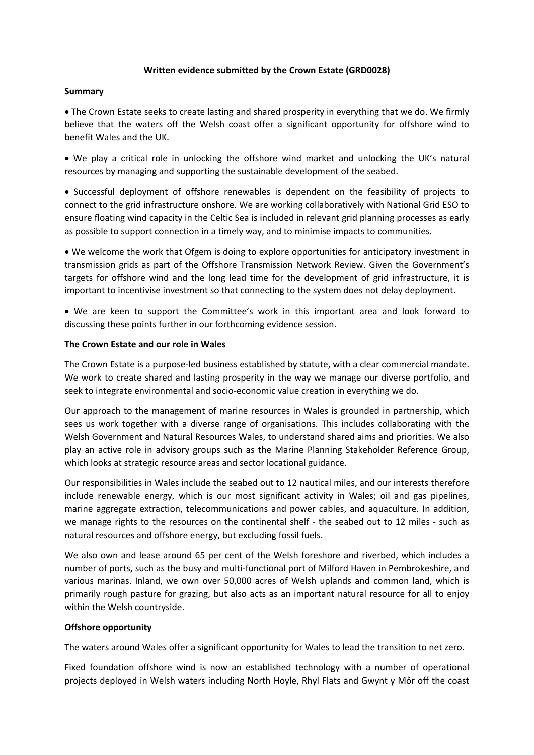**Written evidence submitted by the Crown Estate (GRD0028)**

**Summary**

- The Crown Estate seeks to create lasting and shared prosperity in everything that we do. We firmly believe that the waters off the Welsh coast offer a significant opportunity for offshore wind to benefit Wales and the UK.

- We play a critical role in unlocking the offshore wind market and unlocking the UK's natural resources by managing and supporting the sustainable development of the seabed.

- Successful deployment of offshore renewables is dependent on the feasibility of projects to connect to the grid infrastructure onshore. We are working collaboratively with National Grid ESO to ensure floating wind capacity in the Celtic Sea is included in relevant grid planning processes as early as possible to support connection in a timely way, and to minimise impacts to communities.

- We welcome the work that Ofgem is doing to explore opportunities for anticipatory investment in transmission grids as part of the Offshore Transmission Network Review. Given the Government's targets for offshore wind and the long lead time for the development of grid infrastructure, it is important to incentivise investment so that connecting to the system does not delay deployment.

- We are keen to support the Committee's work in this important area and look forward to discussing these points further in our forthcoming evidence session.

**The Crown Estate and our role in Wales**

The Crown Estate is a purpose-led business established by statute, with a clear commercial mandate. We work to create shared and lasting prosperity in the way we manage our diverse portfolio, and seek to integrate environmental and socio-economic value creation in everything we do.

Our approach to the management of marine resources in Wales is grounded in partnership, which sees us work together with a diverse range of organisations. This includes collaborating with the Welsh Government and Natural Resources Wales, to understand shared aims and priorities. We also play an active role in advisory groups such as the Marine Planning Stakeholder Reference Group, which looks at strategic resource areas and sector locational guidance.

Our responsibilities in Wales include the seabed out to 12 nautical miles, and our interests therefore include renewable energy, which is our most significant activity in Wales; oil and gas pipelines, marine aggregate extraction, telecommunications and power cables, and aquaculture. In addition, we manage rights to the resources on the continental shelf - the seabed out to 12 miles - such as natural resources and offshore energy, but excluding fossil fuels.

We also own and lease around 65 per cent of the Welsh foreshore and riverbed, which includes a number of ports, such as the busy and multi-functional port of Milford Haven in Pembrokeshire, and various marinas. Inland, we own over 50,000 acres of Welsh uplands and common land, which is primarily rough pasture for grazing, but also acts as an important natural resource for all to enjoy within the Welsh countryside.

**Offshore opportunity**

The waters around Wales offer a significant opportunity for Wales to lead the transition to net zero.

Fixed foundation offshore wind is now an established technology with a number of operational projects deployed in Welsh waters including North Hoyle, Rhyl Flats and Gwynt y Môr off the coast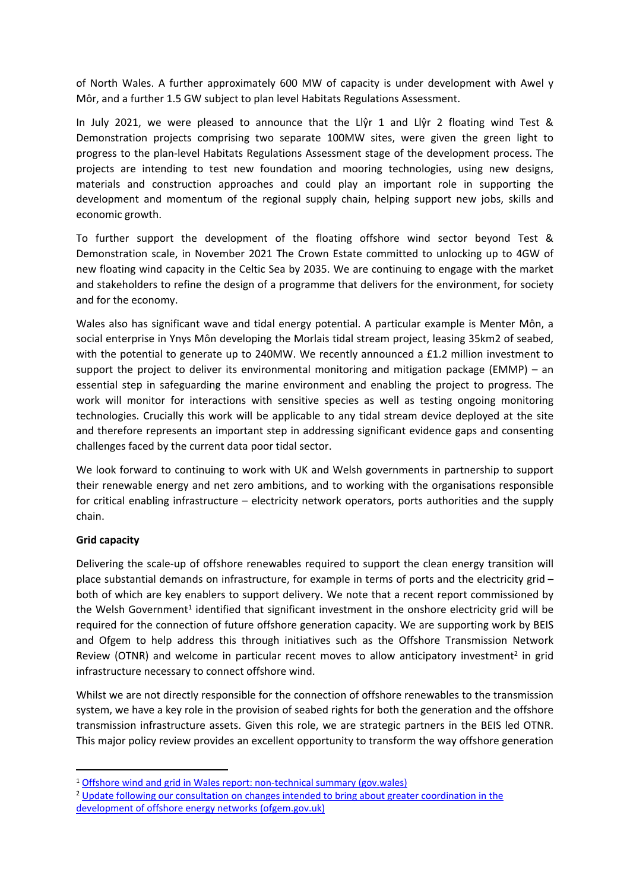of North Wales. A further approximately 600 MW of capacity is under development with Awel y Môr, and a further 1.5 GW subject to plan level Habitats Regulations Assessment.

In July 2021, we were pleased to announce that the Llŷr 1 and Llŷr 2 floating wind Test & Demonstration projects comprising two separate 100MW sites, were given the green light to progress to the plan-level Habitats Regulations Assessment stage of the development process. The projects are intending to test new foundation and mooring technologies, using new designs, materials and construction approaches and could play an important role in supporting the development and momentum of the regional supply chain, helping support new jobs, skills and economic growth.

To further support the development of the floating offshore wind sector beyond Test & Demonstration scale, in November 2021 The Crown Estate committed to unlocking up to 4GW of new floating wind capacity in the Celtic Sea by 2035. We are continuing to engage with the market and stakeholders to refine the design of a programme that delivers for the environment, for society and for the economy.

Wales also has significant wave and tidal energy potential. A particular example is Menter Môn, a social enterprise in Ynys Môn developing the Morlais tidal stream project, leasing 35km2 of seabed, with the potential to generate up to 240MW. We recently announced a £1.2 million investment to support the project to deliver its environmental monitoring and mitigation package (EMMP) – an essential step in safeguarding the marine environment and enabling the project to progress. The work will monitor for interactions with sensitive species as well as testing ongoing monitoring technologies. Crucially this work will be applicable to any tidal stream device deployed at the site and therefore represents an important step in addressing significant evidence gaps and consenting challenges faced by the current data poor tidal sector.

We look forward to continuing to work with UK and Welsh governments in partnership to support their renewable energy and net zero ambitions, and to working with the organisations responsible for critical enabling infrastructure – electricity network operators, ports authorities and the supply chain.

**Grid capacity**

Delivering the scale-up of offshore renewables required to support the clean energy transition will place substantial demands on infrastructure, for example in terms of ports and the electricity grid – both of which are key enablers to support delivery. We note that a recent report commissioned by the Welsh Government[1] identified that significant investment in the onshore electricity grid will be required for the connection of future offshore generation capacity. We are supporting work by BEIS and Ofgem to help address this through initiatives such as the Offshore Transmission Network Review (OTNR) and welcome in particular recent moves to allow anticipatory investment[2] in grid infrastructure necessary to connect offshore wind.

Whilst we are not directly responsible for the connection of offshore renewables to the transmission system, we have a key role in the provision of seabed rights for both the generation and the offshore transmission infrastructure assets. Given this role, we are strategic partners in the BEIS led OTNR. This major policy review provides an excellent opportunity to transform the way offshore generation

[1] Offshore wind and grid in Wales report: non-technical summary (gov.wales)

[2] Update following our consultation on changes intended to bring about greater coordination in the development of offshore energy networks (ofgem.gov.uk)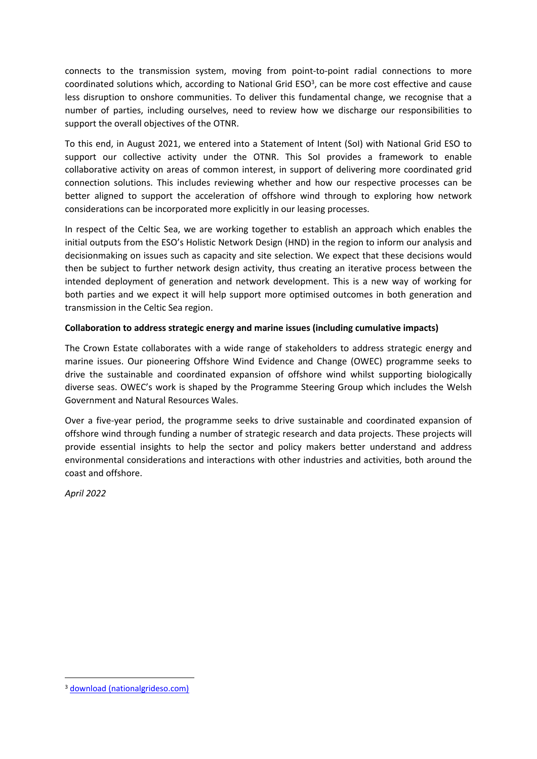connects to the transmission system, moving from point-to-point radial connections to more coordinated solutions which, according to National Grid ESO[3], can be more cost effective and cause less disruption to onshore communities. To deliver this fundamental change, we recognise that a number of parties, including ourselves, need to review how we discharge our responsibilities to support the overall objectives of the OTNR.

To this end, in August 2021, we entered into a Statement of Intent (SoI) with National Grid ESO to support our collective activity under the OTNR. This SoI provides a framework to enable collaborative activity on areas of common interest, in support of delivering more coordinated grid connection solutions. This includes reviewing whether and how our respective processes can be better aligned to support the acceleration of offshore wind through to exploring how network considerations can be incorporated more explicitly in our leasing processes.

In respect of the Celtic Sea, we are working together to establish an approach which enables the initial outputs from the ESO's Holistic Network Design (HND) in the region to inform our analysis and decisionmaking on issues such as capacity and site selection. We expect that these decisions would then be subject to further network design activity, thus creating an iterative process between the intended deployment of generation and network development. This is a new way of working for both parties and we expect it will help support more optimised outcomes in both generation and transmission in the Celtic Sea region.

**Collaboration to address strategic energy and marine issues (including cumulative impacts)**

The Crown Estate collaborates with a wide range of stakeholders to address strategic energy and marine issues. Our pioneering Offshore Wind Evidence and Change (OWEC) programme seeks to drive the sustainable and coordinated expansion of offshore wind whilst supporting biologically diverse seas. OWEC's work is shaped by the Programme Steering Group which includes the Welsh Government and Natural Resources Wales.

Over a five-year period, the programme seeks to drive sustainable and coordinated expansion of offshore wind through funding a number of strategic research and data projects. These projects will provide essential insights to help the sector and policy makers better understand and address environmental considerations and interactions with other industries and activities, both around the coast and offshore.

*April 2022*

[3] download (nationalgrideso.com)